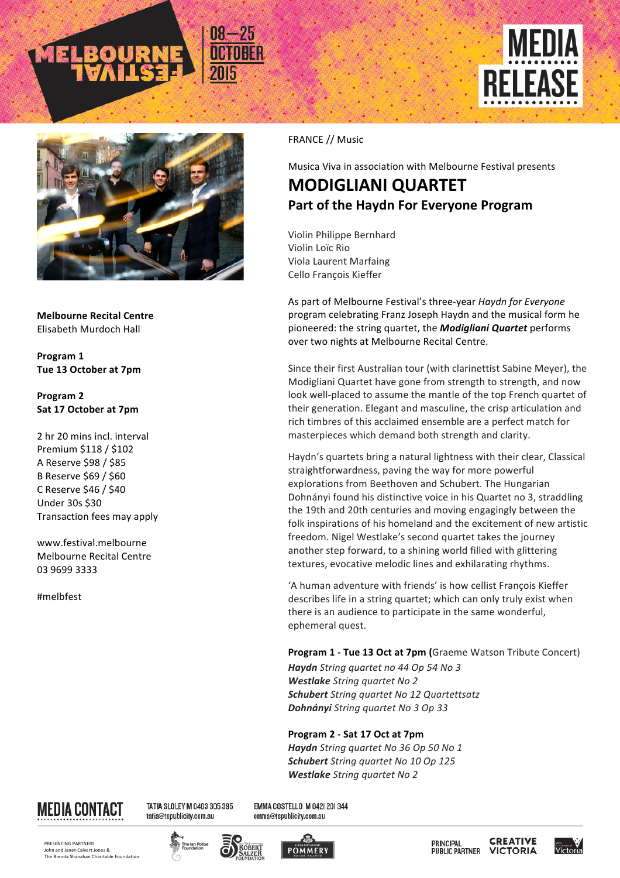MELBOURNE FESTIVAL 08—25 OCTOBER 2015

MEDIA RELEASE

FRANCE // Music

Musica Viva in association with Melbourne Festival presents

# MODIGLIANI QUARTET

## Part of the Haydn For Everyone Program

Violin Philippe Bernhard
Violin Loïc Rio
Viola Laurent Marfaing
Cello François Kieffer

**Melbourne Recital Centre**
Elisabeth Murdoch Hall

**Program 1**
**Tue 13 October at 7pm**

**Program 2**
**Sat 17 October at 7pm**

2 hr 20 mins incl. interval
Premium $118 / $102
A Reserve $98 / $85
B Reserve $69 / $60
C Reserve $46 / $40
Under 30s $30
Transaction fees may apply

www.festival.melbourne
Melbourne Recital Centre
03 9699 3333

#melbfest

As part of Melbourne Festival's three-year *Haydn for Everyone* program celebrating Franz Joseph Haydn and the musical form he pioneered: the string quartet, the ***Modigliani Quartet*** performs over two nights at Melbourne Recital Centre.

Since their first Australian tour (with clarinettist Sabine Meyer), the Modigliani Quartet have gone from strength to strength, and now look well-placed to assume the mantle of the top French quartet of their generation. Elegant and masculine, the crisp articulation and rich timbres of this acclaimed ensemble are a perfect match for masterpieces which demand both strength and clarity.

Haydn's quartets bring a natural lightness with their clear, Classical straightforwardness, paving the way for more powerful explorations from Beethoven and Schubert. The Hungarian Dohnányi found his distinctive voice in his Quartet no 3, straddling the 19th and 20th centuries and moving engagingly between the folk inspirations of his homeland and the excitement of new artistic freedom. Nigel Westlake's second quartet takes the journey another step forward, to a shining world filled with glittering textures, evocative melodic lines and exhilarating rhythms.

'A human adventure with friends' is how cellist François Kieffer describes life in a string quartet; which can only truly exist when there is an audience to participate in the same wonderful, ephemeral quest.

**Program 1 - Tue 13 Oct at 7pm (**Graeme Watson Tribute Concert)
***Haydn*** *String quartet no 44 Op 54 No 3*
***Westlake*** *String quartet No 2*
***Schubert*** *String quartet No 12 Quartettsatz*
***Dohnányi*** *String quartet No 3 Op 33*

**Program 2 - Sat 17 Oct at 7pm**
***Haydn*** *String quartet No 36 Op 50 No 1*
***Schubert*** *String quartet No 10 Op 125*
***Westlake*** *String quartet No 2*

**MEDIA CONTACT**
TATIA SLOLEY M 0403 305 395
tatia@tspublicity.com.au
EMMA COSTELLO M 0421 201 344
emma@tspublicity.com.au

PRESENTING PARTNERS
John and Janet-Calvert Jones &
The Brenda Shanahan Charitable Foundation

The Ian Potter Foundation · The Robert Salzer Foundation · Champagne Pommery

PRINCIPAL PUBLIC PARTNER · CREATIVE VICTORIA · Victoria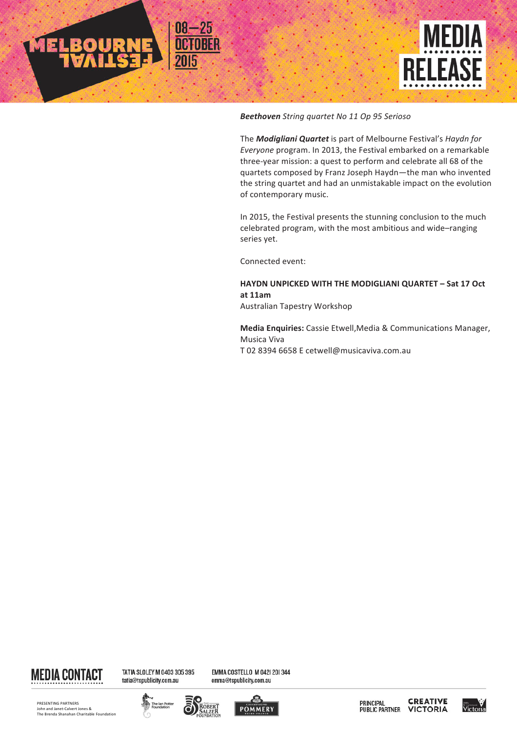***Beethoven** String quartet No 11 Op 95 Serioso*

The ***Modigliani Quartet*** is part of Melbourne Festival's *Haydn for Everyone* program. In 2013, the Festival embarked on a remarkable three-year mission: a quest to perform and celebrate all 68 of the quartets composed by Franz Joseph Haydn—the man who invented the string quartet and had an unmistakable impact on the evolution of contemporary music.

In 2015, the Festival presents the stunning conclusion to the much celebrated program, with the most ambitious and wide–ranging series yet.

Connected event:

**HAYDN UNPICKED WITH THE MODIGLIANI QUARTET – Sat 17 Oct at 11am**
Australian Tapestry Workshop

**Media Enquiries:** Cassie Etwell,Media & Communications Manager, Musica Viva
T 02 8394 6658 E cetwell@musicaviva.com.au

MEDIA CONTACT

TATIA SLOLEY M 0403 305 395
tatia@tspublicity.com.au

EMMA COSTELLO M 0421 201 344
emma@tspublicity.com.au

PRESENTING PARTNERS
John and Janet-Calvert Jones &
The Brenda Shanahan Charitable Foundation

PRINCIPAL PUBLIC PARTNER CREATIVE VICTORIA